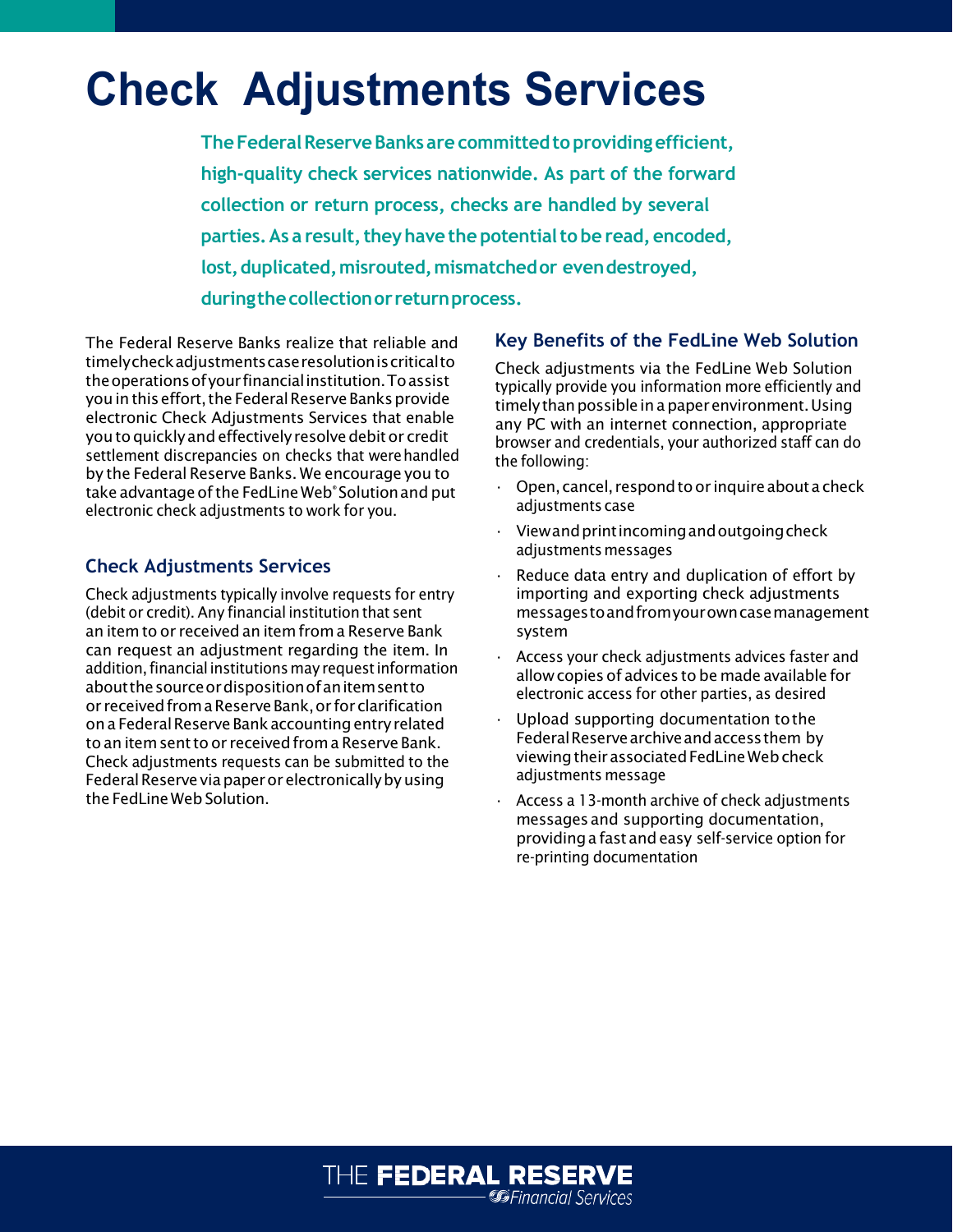# Check Adjustments Services

**The Federal Reserve Banks are committed to providing efficient, high-quality check services nationwide. As part of the forward collection or return process, checks are handled by several parties. As a result, they have the potential to be read, encoded, lost, duplicated, misrouted, mismatched or even destroyed, during the collection or return process.**

The Federal Reserve Banks realize that reliable and timely check adjustments case resolution is critical to the operations of your financial institution. To assist you in this effort, the Federal Reserve Banks provide electronic Check Adjustments Services that enable you to quickly and effectively resolve debit or credit settlement discrepancies on checks that were handled by the Federal Reserve Banks. We encourage you to take advantage of the FedLine Web® Solution and put electronic check adjustments to work for you.

## Check Adjustments Services

Check adjustments typically involve requests for entry (debit or credit). Any financial institution that sent an item to or received an item from a Reserve Bank can request an adjustment regarding the item. In addition, financial institutions may request information about the source or disposition of an item sent to or received from a Reserve Bank, or for clarification on a Federal Reserve Bank accounting entry related to an item sent to or received from a Reserve Bank. Check adjustments requests can be submitted to the Federal Reserve via paper or electronically by using the FedLine Web Solution.

## Key Benefits of the FedLine Web Solution

Check adjustments via the FedLine Web Solution typically provide you information more efficiently and timely than possible in a paper environment. Using any PC with an internet connection, appropriate browser and credentials, your authorized staff can do the following:

- Open, cancel, respond to or inquire about a check adjustments case
- View and print incoming and outgoing check adjustments messages
- Reduce data entry and duplication of effort by importing and exporting check adjustments messages to and from your own case management system
- Access your check adjustments advices faster and allow copies of advices to be made available for electronic access for other parties, as desired
- Upload supporting documentation to the Federal Reserve archive and access them by viewing their associated FedLine Web check adjustments message
- Access a 13-month archive of check adjustments messages and supporting documentation, providing a fast and easy self-service option for re-printing documentation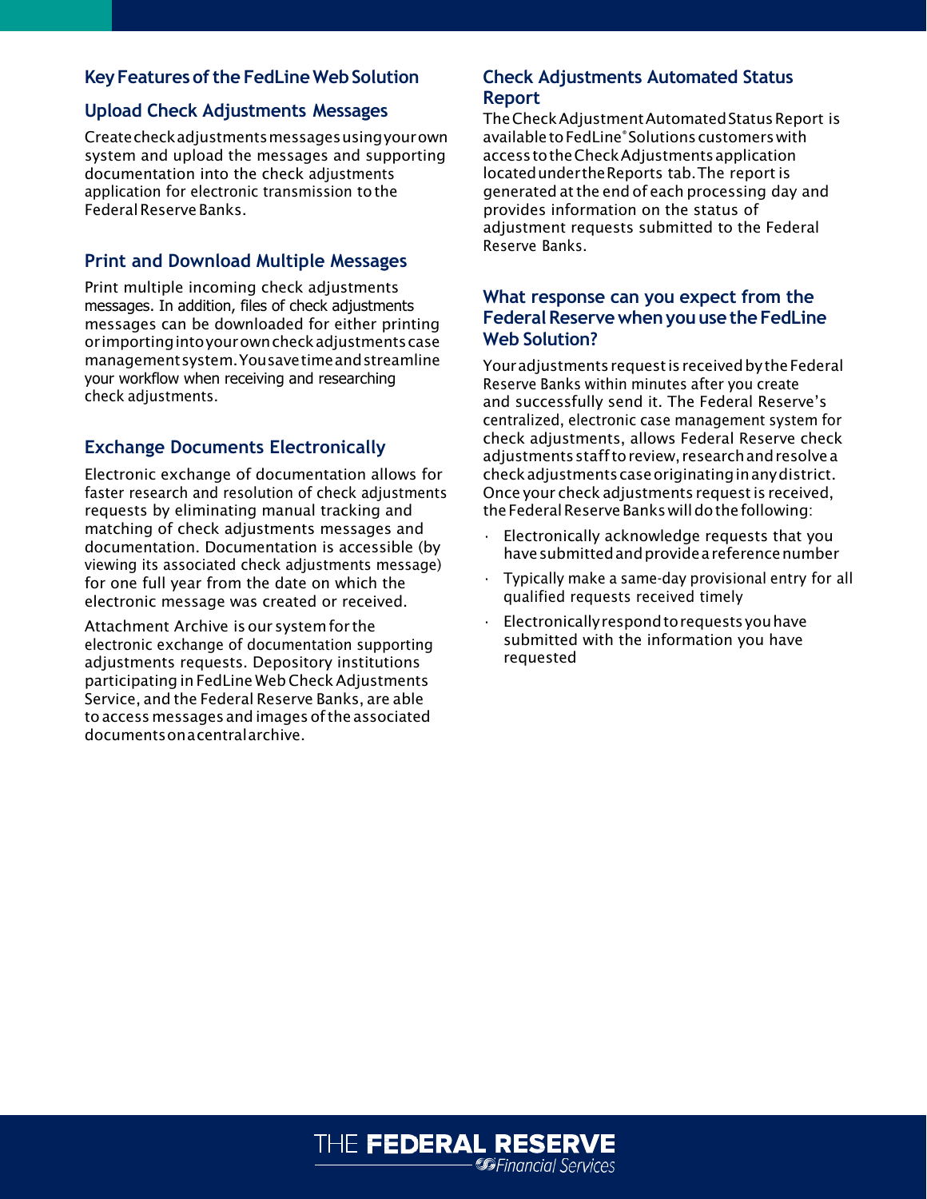## Key Features of the FedLine Web Solution

### Upload Check Adjustments Messages

Create check adjustments messages using your own system and upload the messages and supporting documentation into the check adjustments application for electronic transmission to the Federal Reserve Banks.

### Print and Download Multiple Messages

Print multiple incoming check adjustments messages. In addition, files of check adjustments messages can be downloaded for either printing or importing into your own check adjustments case management system. You save time and streamline your workflow when receiving and researching check adjustments.

### Exchange Documents Electronically

Electronic exchange of documentation allows for faster research and resolution of check adjustments requests by eliminating manual tracking and matching of check adjustments messages and documentation. Documentation is accessible (by viewing its associated check adjustments message) for one full year from the date on which the electronic message was created or received.

Attachment Archive is our system for the electronic exchange of documentation supporting adjustments requests. Depository institutions participating in FedLine Web Check Adjustments Service, and the Federal Reserve Banks, are able to access messages and images of the associated documents on a central archive.

### Check Adjustments Automated Status Report

The Check Adjustment Automated Status Report is available to FedLine® Solutions customers with access to the Check Adjustments application located under the Reports tab. The report is generated at the end of each processing day and provides information on the status of adjustment requests submitted to the Federal Reserve Banks.

## What response can you expect from the Federal Reserve when you use the FedLine Web Solution?

Your adjustments request is received by the Federal Reserve Banks within minutes after you create and successfully send it. The Federal Reserve's centralized, electronic case management system for check adjustments, allows Federal Reserve check adjustments staff to review, research and resolve a check adjustments case originating in any district. Once your check adjustments request is received, the Federal Reserve Banks will do the following:

- Electronically acknowledge requests that you have submitted and provide a reference number
- Typically make a same-day provisional entry for all qualified requests received timely
- Electronically respond to requests you have submitted with the information you have requested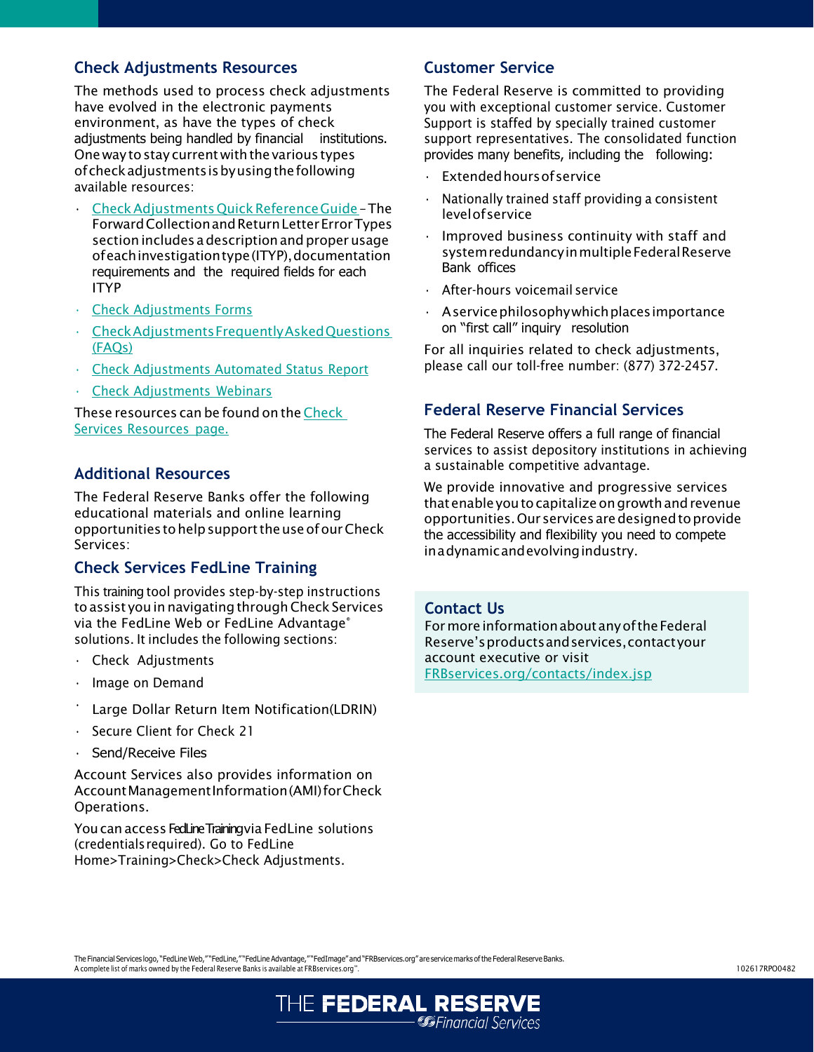## Check Adjustments Resources

The methods used to process check adjustments have evolved in the electronic payments environment, as have the types of check adjustments being handled by financial institutions. One way to stay current with the various types of check adjustments is by using the following available resources:

- Check Adjustments Quick Reference Guide – The Forward Collection and Return Letter Error Types section includes a description and proper usage of each investigation type (ITYP), documentation requirements and the required fields for each ITYP
- Check Adjustments Forms
- Check Adjustments Frequently Asked Questions (FAQs)
- Check Adjustments Automated Status Report
- Check Adjustments Webinars

These resources can be found on the Check Services Resources page.

## Additional Resources

The Federal Reserve Banks offer the following educational materials and online learning opportunities to help support the use of our Check Services:

### Check Services FedLine Training

This training tool provides step-by-step instructions to assist you in navigating through Check Services via the FedLine Web or FedLine Advantage® solutions. It includes the following sections:

- Check Adjustments
- Image on Demand
- Large Dollar Return Item Notification(LDRIN)
- Secure Client for Check 21
- Send/Receive Files

Account Services also provides information on Account Management Information (AMI) for Check Operations.

You can access FedLine Training via FedLine solutions (credentials required). Go to FedLine Home>Training>Check>Check Adjustments.

## Customer Service

The Federal Reserve is committed to providing you with exceptional customer service. Customer Support is staffed by specially trained customer support representatives. The consolidated function provides many benefits, including the following:

- Extended hours of service
- Nationally trained staff providing a consistent level of service
- Improved business continuity with staff and system redundancy in multiple Federal Reserve Bank offices
- After-hours voicemail service
- A service philosophy which places importance on "first call" inquiry resolution

For all inquiries related to check adjustments, please call our toll-free number: (877) 372-2457.

## Federal Reserve Financial Services

The Federal Reserve offers a full range of financial services to assist depository institutions in achieving a sustainable competitive advantage.

We provide innovative and progressive services that enable you to capitalize on growth and revenue opportunities. Our services are designed to provide the accessibility and flexibility you need to compete in a dynamic and evolving industry.

## Contact Us

For more information about any of the Federal Reserve's products and services, contact your account executive or visit FRBservices.org/contacts/index.jsp

The Financial Services logo, "FedLine Web," "FedLine," "FedLine Advantage," "FedImage" and "FRBservices.org" are service marks of the Federal Reserve Banks. A complete list of marks owned by the Federal Reserve Banks is available at FRBservices.org℠.

102617RPO0482

THE FEDERAL RESERVE Financial Services